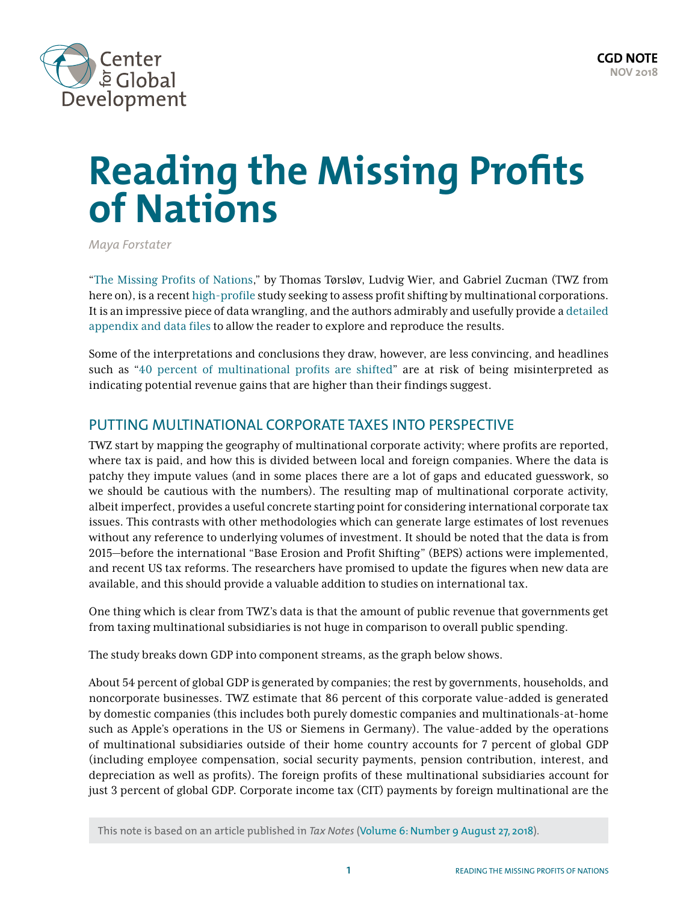CGD NOTE
NOV 2018

# Reading the Missing Profits of Nations

*Maya Forstater*

"The Missing Profits of Nations," by Thomas Tørsløv, Ludvig Wier, and Gabriel Zucman (TWZ from here on), is a recent high-profile study seeking to assess profit shifting by multinational corporations. It is an impressive piece of data wrangling, and the authors admirably and usefully provide a detailed appendix and data files to allow the reader to explore and reproduce the results.

Some of the interpretations and conclusions they draw, however, are less convincing, and headlines such as "40 percent of multinational profits are shifted" are at risk of being misinterpreted as indicating potential revenue gains that are higher than their findings suggest.

## PUTTING MULTINATIONAL CORPORATE TAXES INTO PERSPECTIVE

TWZ start by mapping the geography of multinational corporate activity; where profits are reported, where tax is paid, and how this is divided between local and foreign companies. Where the data is patchy they impute values (and in some places there are a lot of gaps and educated guesswork, so we should be cautious with the numbers). The resulting map of multinational corporate activity, albeit imperfect, provides a useful concrete starting point for considering international corporate tax issues. This contrasts with other methodologies which can generate large estimates of lost revenues without any reference to underlying volumes of investment. It should be noted that the data is from 2015—before the international "Base Erosion and Profit Shifting" (BEPS) actions were implemented, and recent US tax reforms. The researchers have promised to update the figures when new data are available, and this should provide a valuable addition to studies on international tax.

One thing which is clear from TWZ's data is that the amount of public revenue that governments get from taxing multinational subsidiaries is not huge in comparison to overall public spending.

The study breaks down GDP into component streams, as the graph below shows.

About 54 percent of global GDP is generated by companies; the rest by governments, households, and noncorporate businesses. TWZ estimate that 86 percent of this corporate value-added is generated by domestic companies (this includes both purely domestic companies and multinationals-at-home such as Apple's operations in the US or Siemens in Germany). The value-added by the operations of multinational subsidiaries outside of their home country accounts for 7 percent of global GDP (including employee compensation, social security payments, pension contribution, interest, and depreciation as well as profits). The foreign profits of these multinational subsidiaries account for just 3 percent of global GDP. Corporate income tax (CIT) payments by foreign multinational are the

This note is based on an article published in *Tax Notes* (Volume 6: Number 9 August 27, 2018).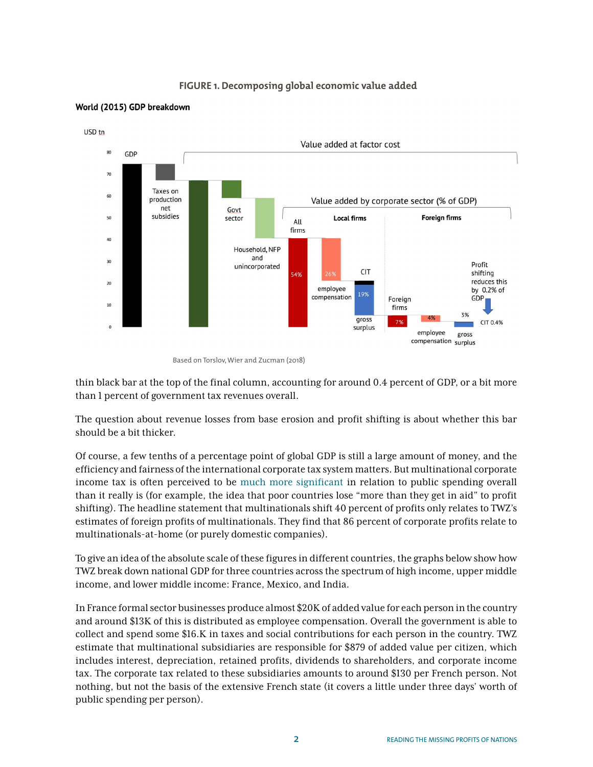**FIGURE 1. Decomposing global economic value added**

Based on Torslov, Wier and Zucman (2018)

thin black bar at the top of the final column, accounting for around 0.4 percent of GDP, or a bit more than 1 percent of government tax revenues overall.

The question about revenue losses from base erosion and profit shifting is about whether this bar should be a bit thicker.

Of course, a few tenths of a percentage point of global GDP is still a large amount of money, and the efficiency and fairness of the international corporate tax system matters. But multinational corporate income tax is often perceived to be much more significant in relation to public spending overall than it really is (for example, the idea that poor countries lose "more than they get in aid" to profit shifting). The headline statement that multinationals shift 40 percent of profits only relates to TWZ's estimates of foreign profits of multinationals. They find that 86 percent of corporate profits relate to multinationals-at-home (or purely domestic companies).

To give an idea of the absolute scale of these figures in different countries, the graphs below show how TWZ break down national GDP for three countries across the spectrum of high income, upper middle income, and lower middle income: France, Mexico, and India.

In France formal sector businesses produce almost $20K of added value for each person in the country and around $13K of this is distributed as employee compensation. Overall the government is able to collect and spend some $16.K in taxes and social contributions for each person in the country. TWZ estimate that multinational subsidiaries are responsible for $879 of added value per citizen, which includes interest, depreciation, retained profits, dividends to shareholders, and corporate income tax. The corporate tax related to these subsidiaries amounts to around $130 per French person. Not nothing, but not the basis of the extensive French state (it covers a little under three days' worth of public spending per person).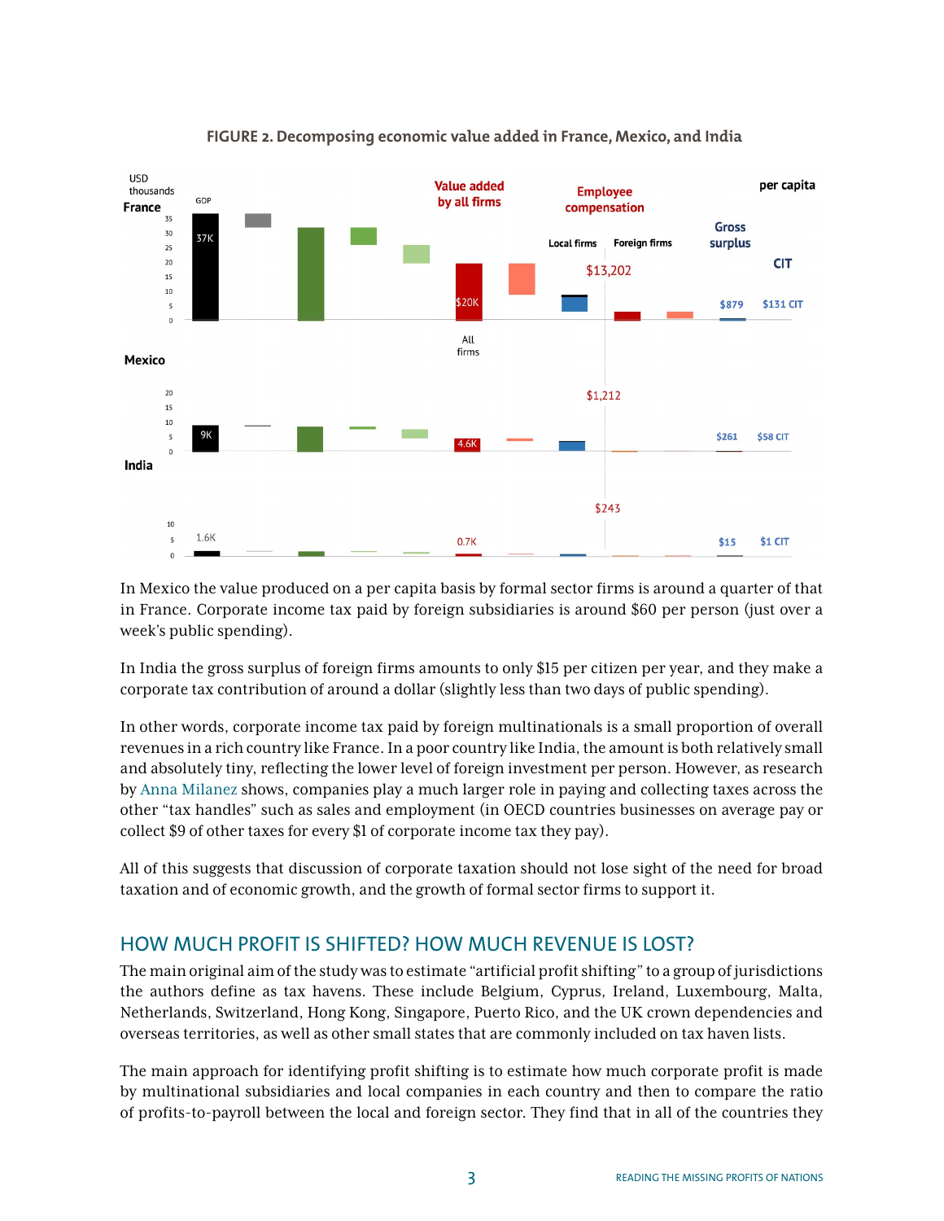**FIGURE 2. Decomposing economic value added in France, Mexico, and India**

In Mexico the value produced on a per capita basis by formal sector firms is around a quarter of that in France. Corporate income tax paid by foreign subsidiaries is around $60 per person (just over a week's public spending).

In India the gross surplus of foreign firms amounts to only $15 per citizen per year, and they make a corporate tax contribution of around a dollar (slightly less than two days of public spending).

In other words, corporate income tax paid by foreign multinationals is a small proportion of overall revenues in a rich country like France. In a poor country like India, the amount is both relatively small and absolutely tiny, reflecting the lower level of foreign investment per person. However, as research by Anna Milanez shows, companies play a much larger role in paying and collecting taxes across the other "tax handles" such as sales and employment (in OECD countries businesses on average pay or collect $9 of other taxes for every $1 of corporate income tax they pay).

All of this suggests that discussion of corporate taxation should not lose sight of the need for broad taxation and of economic growth, and the growth of formal sector firms to support it.

## HOW MUCH PROFIT IS SHIFTED? HOW MUCH REVENUE IS LOST?

The main original aim of the study was to estimate "artificial profit shifting" to a group of jurisdictions the authors define as tax havens. These include Belgium, Cyprus, Ireland, Luxembourg, Malta, Netherlands, Switzerland, Hong Kong, Singapore, Puerto Rico, and the UK crown dependencies and overseas territories, as well as other small states that are commonly included on tax haven lists.

The main approach for identifying profit shifting is to estimate how much corporate profit is made by multinational subsidiaries and local companies in each country and then to compare the ratio of profits-to-payroll between the local and foreign sector. They find that in all of the countries they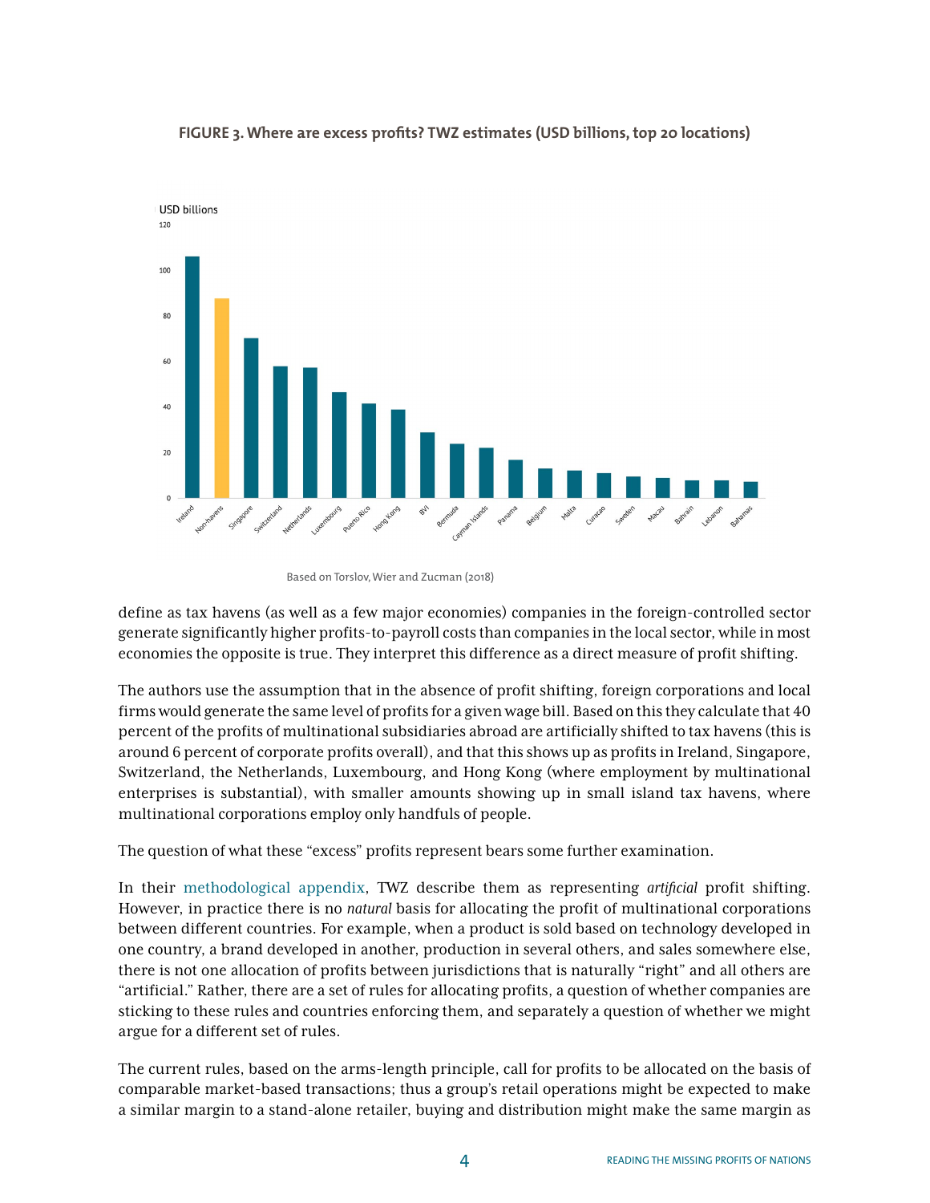**FIGURE 3. Where are excess profits? TWZ estimates (USD billions, top 20 locations)**

Based on Torslov, Wier and Zucman (2018)

define as tax havens (as well as a few major economies) companies in the foreign-controlled sector generate significantly higher profits-to-payroll costs than companies in the local sector, while in most economies the opposite is true. They interpret this difference as a direct measure of profit shifting.

The authors use the assumption that in the absence of profit shifting, foreign corporations and local firms would generate the same level of profits for a given wage bill. Based on this they calculate that 40 percent of the profits of multinational subsidiaries abroad are artificially shifted to tax havens (this is around 6 percent of corporate profits overall), and that this shows up as profits in Ireland, Singapore, Switzerland, the Netherlands, Luxembourg, and Hong Kong (where employment by multinational enterprises is substantial), with smaller amounts showing up in small island tax havens, where multinational corporations employ only handfuls of people.

The question of what these "excess" profits represent bears some further examination.

In their methodological appendix, TWZ describe them as representing *artificial* profit shifting. However, in practice there is no *natural* basis for allocating the profit of multinational corporations between different countries. For example, when a product is sold based on technology developed in one country, a brand developed in another, production in several others, and sales somewhere else, there is not one allocation of profits between jurisdictions that is naturally "right" and all others are "artificial." Rather, there are a set of rules for allocating profits, a question of whether companies are sticking to these rules and countries enforcing them, and separately a question of whether we might argue for a different set of rules.

The current rules, based on the arms-length principle, call for profits to be allocated on the basis of comparable market-based transactions; thus a group's retail operations might be expected to make a similar margin to a stand-alone retailer, buying and distribution might make the same margin as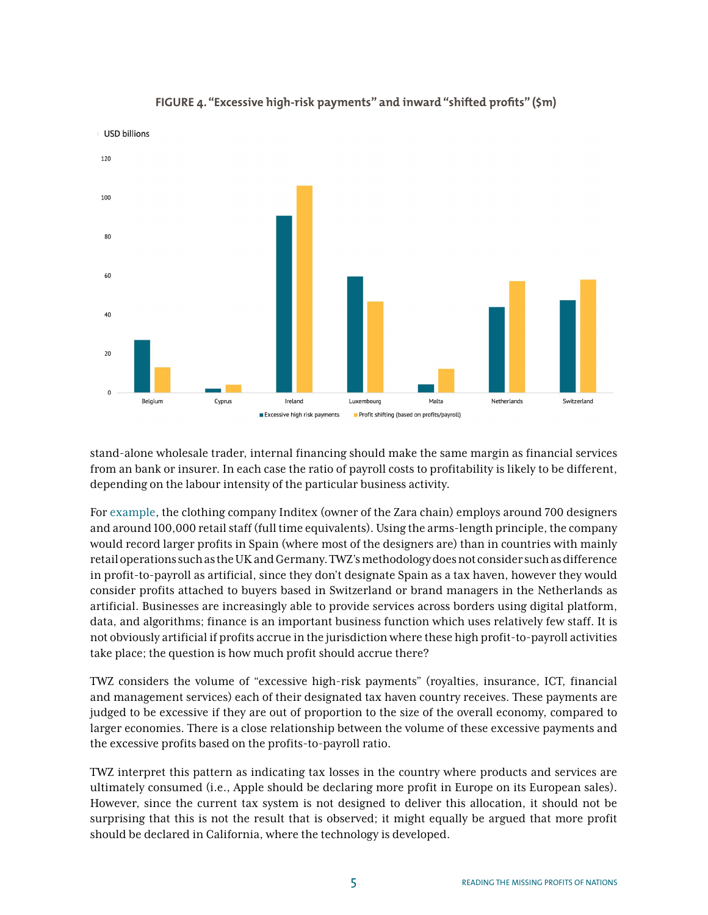**FIGURE 4. "Excessive high-risk payments" and inward "shifted profits" ($m)**

stand-alone wholesale trader, internal financing should make the same margin as financial services from an bank or insurer. In each case the ratio of payroll costs to profitability is likely to be different, depending on the labour intensity of the particular business activity.

For example, the clothing company Inditex (owner of the Zara chain) employs around 700 designers and around 100,000 retail staff (full time equivalents). Using the arms-length principle, the company would record larger profits in Spain (where most of the designers are) than in countries with mainly retail operations such as the UK and Germany. TWZ's methodology does not consider such as difference in profit-to-payroll as artificial, since they don't designate Spain as a tax haven, however they would consider profits attached to buyers based in Switzerland or brand managers in the Netherlands as artificial. Businesses are increasingly able to provide services across borders using digital platform, data, and algorithms; finance is an important business function which uses relatively few staff. It is not obviously artificial if profits accrue in the jurisdiction where these high profit-to-payroll activities take place; the question is how much profit should accrue there?

TWZ considers the volume of "excessive high-risk payments" (royalties, insurance, ICT, financial and management services) each of their designated tax haven country receives. These payments are judged to be excessive if they are out of proportion to the size of the overall economy, compared to larger economies. There is a close relationship between the volume of these excessive payments and the excessive profits based on the profits-to-payroll ratio.

TWZ interpret this pattern as indicating tax losses in the country where products and services are ultimately consumed (i.e., Apple should be declaring more profit in Europe on its European sales). However, since the current tax system is not designed to deliver this allocation, it should not be surprising that this is not the result that is observed; it might equally be argued that more profit should be declared in California, where the technology is developed.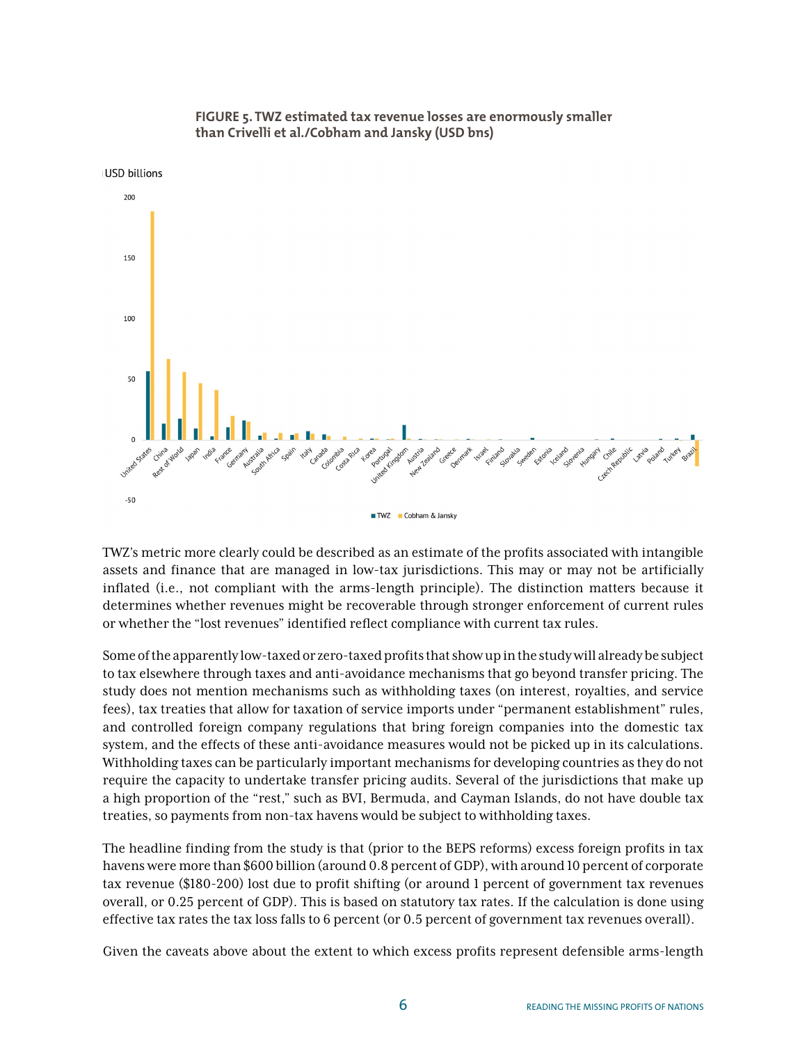**FIGURE 5. TWZ estimated tax revenue losses are enormously smaller than Crivelli et al./Cobham and Jansky (USD bns)**

TWZ's metric more clearly could be described as an estimate of the profits associated with intangible assets and finance that are managed in low-tax jurisdictions. This may or may not be artificially inflated (i.e., not compliant with the arms-length principle). The distinction matters because it determines whether revenues might be recoverable through stronger enforcement of current rules or whether the "lost revenues" identified reflect compliance with current tax rules.

Some of the apparently low-taxed or zero-taxed profits that show up in the study will already be subject to tax elsewhere through taxes and anti-avoidance mechanisms that go beyond transfer pricing. The study does not mention mechanisms such as withholding taxes (on interest, royalties, and service fees), tax treaties that allow for taxation of service imports under "permanent establishment" rules, and controlled foreign company regulations that bring foreign companies into the domestic tax system, and the effects of these anti-avoidance measures would not be picked up in its calculations. Withholding taxes can be particularly important mechanisms for developing countries as they do not require the capacity to undertake transfer pricing audits. Several of the jurisdictions that make up a high proportion of the "rest," such as BVI, Bermuda, and Cayman Islands, do not have double tax treaties, so payments from non-tax havens would be subject to withholding taxes.

The headline finding from the study is that (prior to the BEPS reforms) excess foreign profits in tax havens were more than $600 billion (around 0.8 percent of GDP), with around 10 percent of corporate tax revenue ($180-200) lost due to profit shifting (or around 1 percent of government tax revenues overall, or 0.25 percent of GDP). This is based on statutory tax rates. If the calculation is done using effective tax rates the tax loss falls to 6 percent (or 0.5 percent of government tax revenues overall).

Given the caveats above about the extent to which excess profits represent defensible arms-length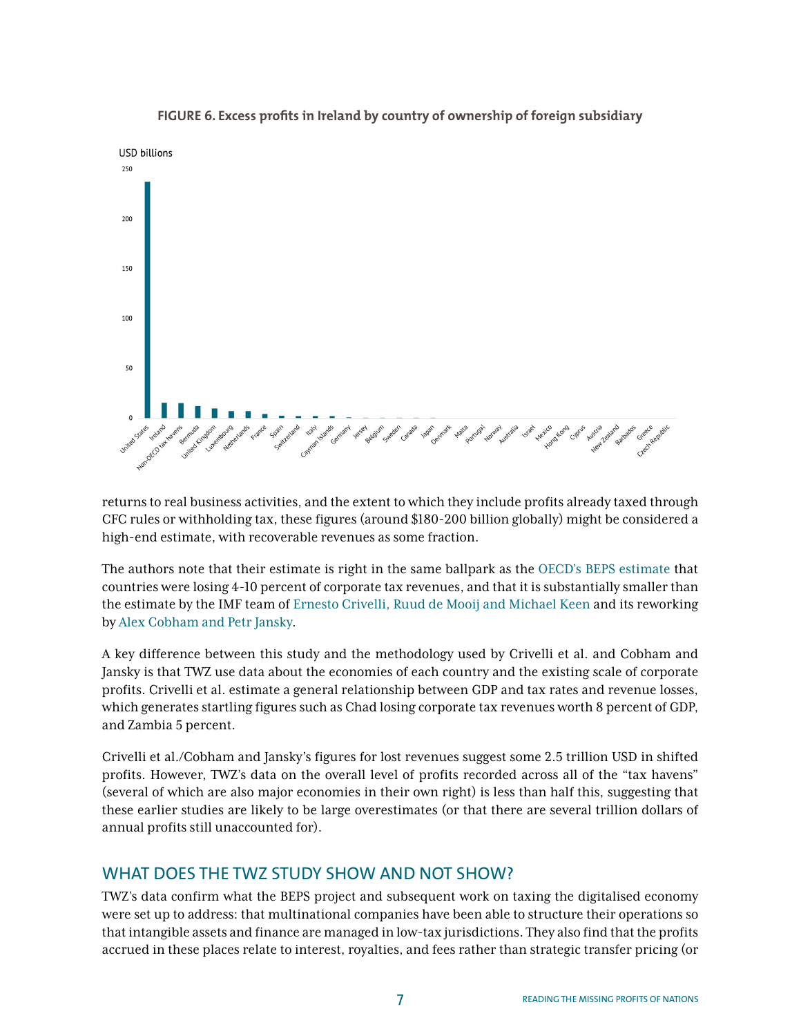**FIGURE 6. Excess profits in Ireland by country of ownership of foreign subsidiary**

returns to real business activities, and the extent to which they include profits already taxed through CFC rules or withholding tax, these figures (around $180-200 billion globally) might be considered a high-end estimate, with recoverable revenues as some fraction.

The authors note that their estimate is right in the same ballpark as the OECD's BEPS estimate that countries were losing 4-10 percent of corporate tax revenues, and that it is substantially smaller than the estimate by the IMF team of Ernesto Crivelli, Ruud de Mooij and Michael Keen and its reworking by Alex Cobham and Petr Jansky.

A key difference between this study and the methodology used by Crivelli et al. and Cobham and Jansky is that TWZ use data about the economies of each country and the existing scale of corporate profits. Crivelli et al. estimate a general relationship between GDP and tax rates and revenue losses, which generates startling figures such as Chad losing corporate tax revenues worth 8 percent of GDP, and Zambia 5 percent.

Crivelli et al./Cobham and Jansky's figures for lost revenues suggest some 2.5 trillion USD in shifted profits. However, TWZ's data on the overall level of profits recorded across all of the "tax havens" (several of which are also major economies in their own right) is less than half this, suggesting that these earlier studies are likely to be large overestimates (or that there are several trillion dollars of annual profits still unaccounted for).

## WHAT DOES THE TWZ STUDY SHOW AND NOT SHOW?

TWZ's data confirm what the BEPS project and subsequent work on taxing the digitalised economy were set up to address: that multinational companies have been able to structure their operations so that intangible assets and finance are managed in low-tax jurisdictions. They also find that the profits accrued in these places relate to interest, royalties, and fees rather than strategic transfer pricing (or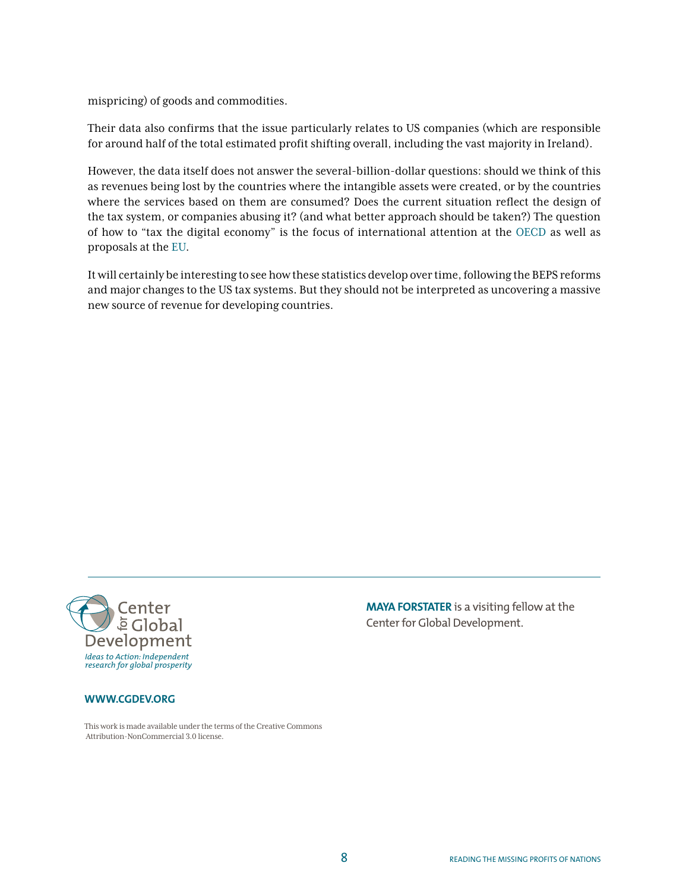mispricing) of goods and commodities.

Their data also confirms that the issue particularly relates to US companies (which are responsible for around half of the total estimated profit shifting overall, including the vast majority in Ireland).

However, the data itself does not answer the several-billion-dollar questions: should we think of this as revenues being lost by the countries where the intangible assets were created, or by the countries where the services based on them are consumed? Does the current situation reflect the design of the tax system, or companies abusing it? (and what better approach should be taken?) The question of how to "tax the digital economy" is the focus of international attention at the OECD as well as proposals at the EU.

It will certainly be interesting to see how these statistics develop over time, following the BEPS reforms and major changes to the US tax systems. But they should not be interpreted as uncovering a massive new source of revenue for developing countries.

---

Center for Global Development

*Ideas to Action: Independent research for global prosperity*

**WWW.CGDEV.ORG**

This work is made available under the terms of the Creative Commons Attribution-NonCommercial 3.0 license.

**MAYA FORSTATER** is a visiting fellow at the Center for Global Development.